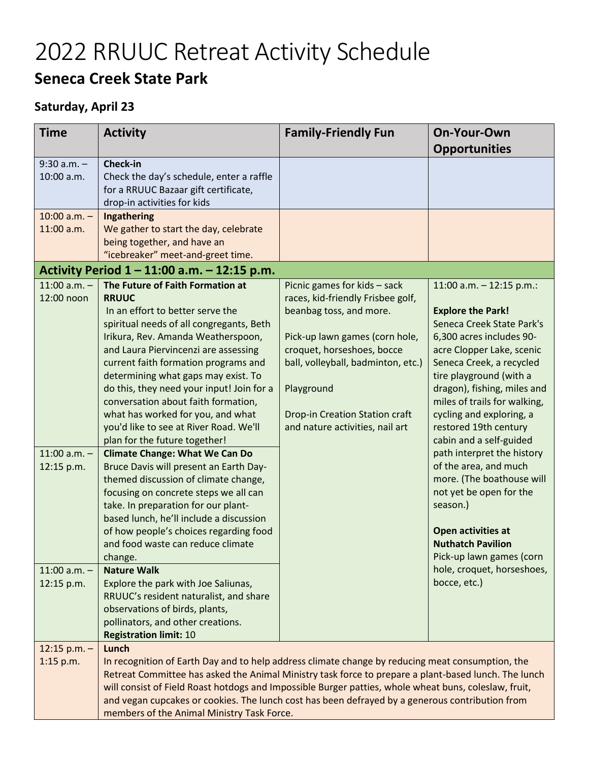# 2022 RRUUC Retreat Activity Schedule

## Seneca Creek State Park

### Saturday, April 23

| Time | Activity | Family-Friendly Fun | On-Your-Own Opportunities |
|---|---|---|---|
| 9:30 a.m. – 10:00 a.m. | **Check-in**<br>Check the day's schedule, enter a raffle for a RRUUC Bazaar gift certificate, drop-in activities for kids | | |
| 10:00 a.m. – 11:00 a.m. | **Ingathering**<br>We gather to start the day, celebrate being together, and have an "icebreaker" meet-and-greet time. | | |
| **Activity Period 1 – 11:00 a.m. – 12:15 p.m.** | | | |
| 11:00 a.m. – 12:00 noon | **The Future of Faith Formation at RRUUC**<br>In an effort to better serve the spiritual needs of all congregants, Beth Irikura, Rev. Amanda Weatherspoon, and Laura Piervincenzi are assessing current faith formation programs and determining what gaps may exist. To do this, they need your input! Join for a conversation about faith formation, what has worked for you, and what you'd like to see at River Road. We'll plan for the future together! | Picnic games for kids – sack races, kid-friendly Frisbee golf, beanbag toss, and more.<br><br>Pick-up lawn games (corn hole, croquet, horseshoes, bocce ball, volleyball, badminton, etc.)<br><br>Playground<br><br>Drop-in Creation Station craft and nature activities, nail art | 11:00 a.m. – 12:15 p.m.:<br><br>**Explore the Park!**<br>Seneca Creek State Park's 6,300 acres includes 90-acre Clopper Lake, scenic Seneca Creek, a recycled tire playground (with a dragon), fishing, miles and miles of trails for walking, cycling and exploring, a restored 19th century cabin and a self-guided path interpret the history of the area, and much more. (The boathouse will not yet be open for the season.)<br><br>**Open activities at Nuthatch Pavilion**<br>Pick-up lawn games (corn hole, croquet, horseshoes, bocce, etc.) |
| 11:00 a.m. – 12:15 p.m. | **Climate Change: What We Can Do**<br>Bruce Davis will present an Earth Day-themed discussion of climate change, focusing on concrete steps we all can take. In preparation for our plant-based lunch, he'll include a discussion of how people's choices regarding food and food waste can reduce climate change. | | |
| 11:00 a.m. – 12:15 p.m. | **Nature Walk**<br>Explore the park with Joe Saliunas, RRUUC's resident naturalist, and share observations of birds, plants, pollinators, and other creations.<br>**Registration limit:** 10 | | |
| 12:15 p.m. – 1:15 p.m. | **Lunch**<br>In recognition of Earth Day and to help address climate change by reducing meat consumption, the Retreat Committee has asked the Animal Ministry task force to prepare a plant-based lunch. The lunch will consist of Field Roast hotdogs and Impossible Burger patties, whole wheat buns, coleslaw, fruit, and vegan cupcakes or cookies. The lunch cost has been defrayed by a generous contribution from members of the Animal Ministry Task Force. | | |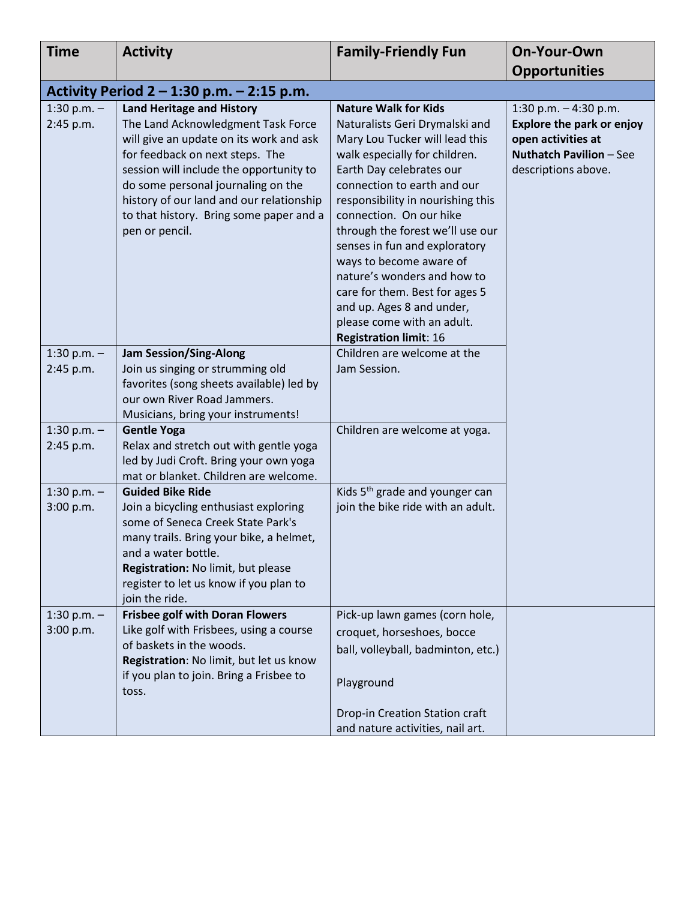| Time | Activity | Family-Friendly Fun | On-Your-Own Opportunities |
|---|---|---|---|
| **Activity Period 2 – 1:30 p.m. – 2:15 p.m.** | | | |
| 1:30 p.m. – 2:45 p.m. | **Land Heritage and History** The Land Acknowledgment Task Force will give an update on its work and ask for feedback on next steps. The session will include the opportunity to do some personal journaling on the history of our land and our relationship to that history. Bring some paper and a pen or pencil. | **Nature Walk for Kids** Naturalists Geri Drymalski and Mary Lou Tucker will lead this walk especially for children. Earth Day celebrates our connection to earth and our responsibility in nourishing this connection. On our hike through the forest we'll use our senses in fun and exploratory ways to become aware of nature's wonders and how to care for them. Best for ages 5 and up. Ages 8 and under, please come with an adult. **Registration limit**: 16 | 1:30 p.m. – 4:30 p.m. **Explore the park or enjoy open activities at Nuthatch Pavilion** – See descriptions above. |
| 1:30 p.m. – 2:45 p.m. | **Jam Session/Sing-Along** Join us singing or strumming old favorites (song sheets available) led by our own River Road Jammers. Musicians, bring your instruments! | Children are welcome at the Jam Session. | |
| 1:30 p.m. – 2:45 p.m. | **Gentle Yoga** Relax and stretch out with gentle yoga led by Judi Croft. Bring your own yoga mat or blanket. Children are welcome. | Children are welcome at yoga. | |
| 1:30 p.m. – 3:00 p.m. | **Guided Bike Ride** Join a bicycling enthusiast exploring some of Seneca Creek State Park's many trails. Bring your bike, a helmet, and a water bottle. **Registration:** No limit, but please register to let us know if you plan to join the ride. | Kids 5th grade and younger can join the bike ride with an adult. | |
| 1:30 p.m. – 3:00 p.m. | **Frisbee golf with Doran Flowers** Like golf with Frisbees, using a course of baskets in the woods. **Registration**: No limit, but let us know if you plan to join. Bring a Frisbee to toss. | Pick-up lawn games (corn hole, croquet, horseshoes, bocce ball, volleyball, badminton, etc.) Playground Drop-in Creation Station craft and nature activities, nail art. | |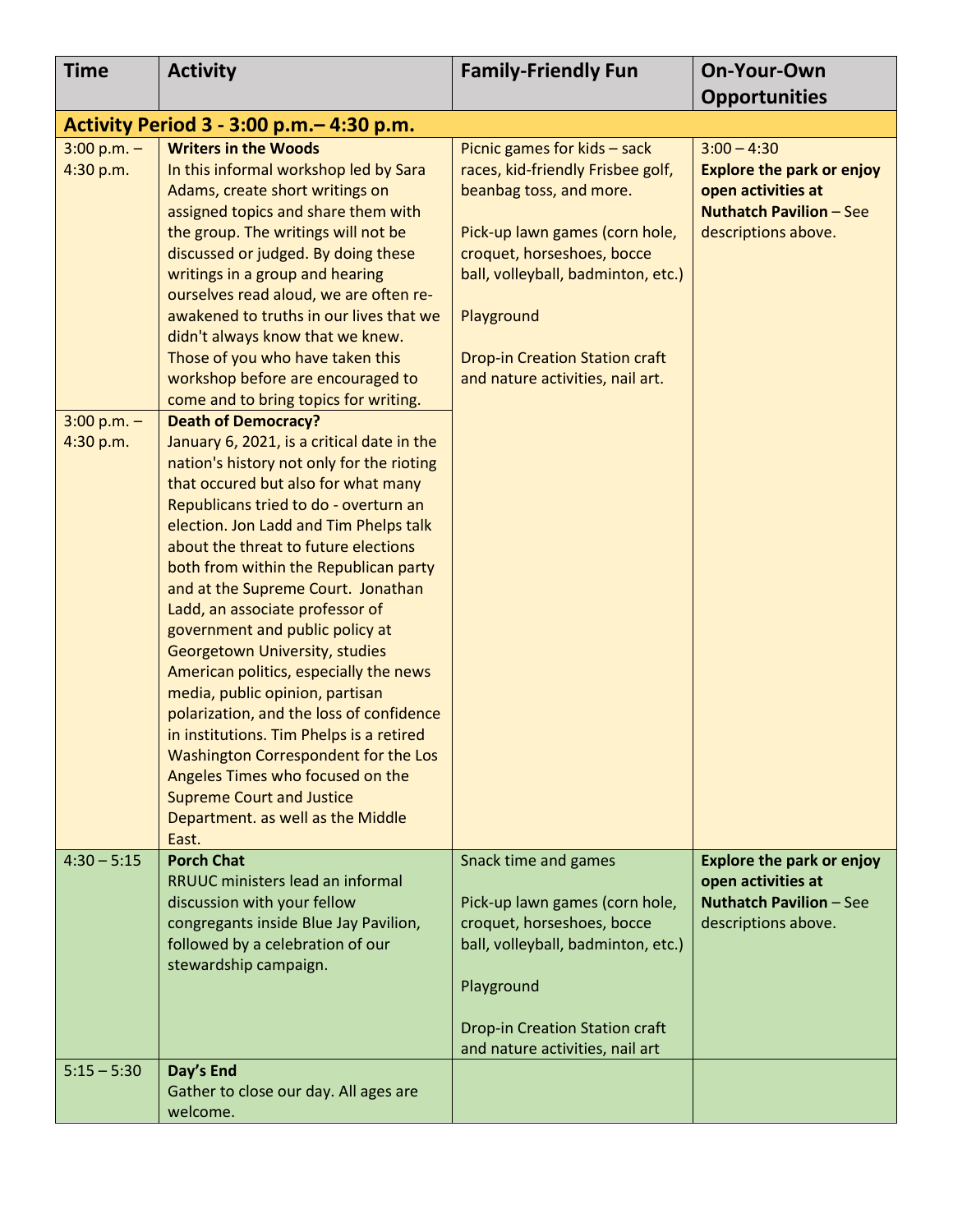| Time | Activity | Family-Friendly Fun | On-Your-Own Opportunities |
|---|---|---|---|
| **Activity Period 3 - 3:00 p.m.– 4:30 p.m.** | | | |
| 3:00 p.m. – 4:30 p.m. | **Writers in the Woods**<br>In this informal workshop led by Sara Adams, create short writings on assigned topics and share them with the group. The writings will not be discussed or judged. By doing these writings in a group and hearing ourselves read aloud, we are often re-awakened to truths in our lives that we didn't always know that we knew. Those of you who have taken this workshop before are encouraged to come and to bring topics for writing. | Picnic games for kids – sack races, kid-friendly Frisbee golf, beanbag toss, and more.<br><br>Pick-up lawn games (corn hole, croquet, horseshoes, bocce ball, volleyball, badminton, etc.)<br><br>Playground<br><br>Drop-in Creation Station craft and nature activities, nail art. | 3:00 – 4:30<br>**Explore the park or enjoy open activities at Nuthatch Pavilion** – See descriptions above. |
| 3:00 p.m. – 4:30 p.m. | **Death of Democracy?**<br>January 6, 2021, is a critical date in the nation's history not only for the rioting that occured but also for what many Republicans tried to do - overturn an election. Jon Ladd and Tim Phelps talk about the threat to future elections both from within the Republican party and at the Supreme Court. Jonathan Ladd, an associate professor of government and public policy at Georgetown University, studies American politics, especially the news media, public opinion, partisan polarization, and the loss of confidence in institutions. Tim Phelps is a retired Washington Correspondent for the Los Angeles Times who focused on the Supreme Court and Justice Department. as well as the Middle East. | | |
| 4:30 – 5:15 | **Porch Chat**<br>RRUUC ministers lead an informal discussion with your fellow congregants inside Blue Jay Pavilion, followed by a celebration of our stewardship campaign. | Snack time and games<br><br>Pick-up lawn games (corn hole, croquet, horseshoes, bocce ball, volleyball, badminton, etc.)<br><br>Playground<br><br>Drop-in Creation Station craft and nature activities, nail art | **Explore the park or enjoy open activities at Nuthatch Pavilion** – See descriptions above. |
| 5:15 – 5:30 | **Day's End**<br>Gather to close our day. All ages are welcome. | | |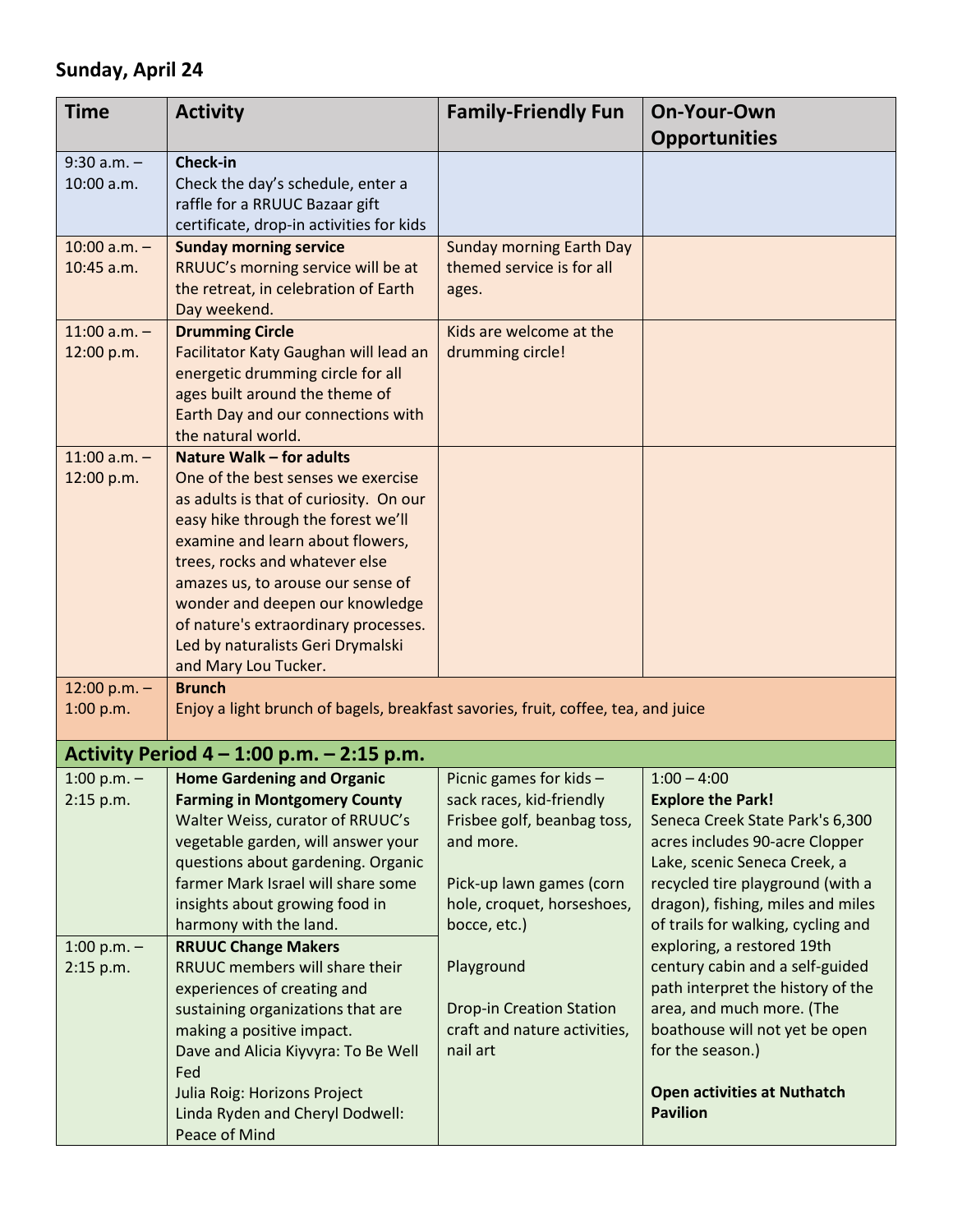## Sunday, April 24

| Time | Activity | Family-Friendly Fun | On-Your-Own Opportunities |
|---|---|---|---|
| 9:30 a.m. – 10:00 a.m. | **Check-in**<br>Check the day's schedule, enter a raffle for a RRUUC Bazaar gift certificate, drop-in activities for kids | | |
| 10:00 a.m. – 10:45 a.m. | **Sunday morning service**<br>RRUUC's morning service will be at the retreat, in celebration of Earth Day weekend. | Sunday morning Earth Day themed service is for all ages. | |
| 11:00 a.m. – 12:00 p.m. | **Drumming Circle**<br>Facilitator Katy Gaughan will lead an energetic drumming circle for all ages built around the theme of Earth Day and our connections with the natural world. | Kids are welcome at the drumming circle! | |
| 11:00 a.m. – 12:00 p.m. | **Nature Walk – for adults**<br>One of the best senses we exercise as adults is that of curiosity. On our easy hike through the forest we'll examine and learn about flowers, trees, rocks and whatever else amazes us, to arouse our sense of wonder and deepen our knowledge of nature's extraordinary processes. Led by naturalists Geri Drymalski and Mary Lou Tucker. | | |
| 12:00 p.m. – 1:00 p.m. | **Brunch**<br>Enjoy a light brunch of bagels, breakfast savories, fruit, coffee, tea, and juice | | |
| **Activity Period 4 – 1:00 p.m. – 2:15 p.m.** | | | |
| 1:00 p.m. – 2:15 p.m. | **Home Gardening and Organic Farming in Montgomery County**<br>Walter Weiss, curator of RRUUC's vegetable garden, will answer your questions about gardening. Organic farmer Mark Israel will share some insights about growing food in harmony with the land. | Picnic games for kids – sack races, kid-friendly Frisbee golf, beanbag toss, and more.<br><br>Pick-up lawn games (corn hole, croquet, horseshoes, bocce, etc.)<br><br>Playground<br><br>Drop-in Creation Station craft and nature activities, nail art | 1:00 – 4:00<br>**Explore the Park!**<br>Seneca Creek State Park's 6,300 acres includes 90-acre Clopper Lake, scenic Seneca Creek, a recycled tire playground (with a dragon), fishing, miles and miles of trails for walking, cycling and exploring, a restored 19th century cabin and a self-guided path interpret the history of the area, and much more. (The boathouse will not yet be open for the season.)<br><br>**Open activities at Nuthatch Pavilion** |
| 1:00 p.m. – 2:15 p.m. | **RRUUC Change Makers**<br>RRUUC members will share their experiences of creating and sustaining organizations that are making a positive impact.<br>Dave and Alicia Kiyvyra: To Be Well Fed<br>Julia Roig: Horizons Project<br>Linda Ryden and Cheryl Dodwell: Peace of Mind | | |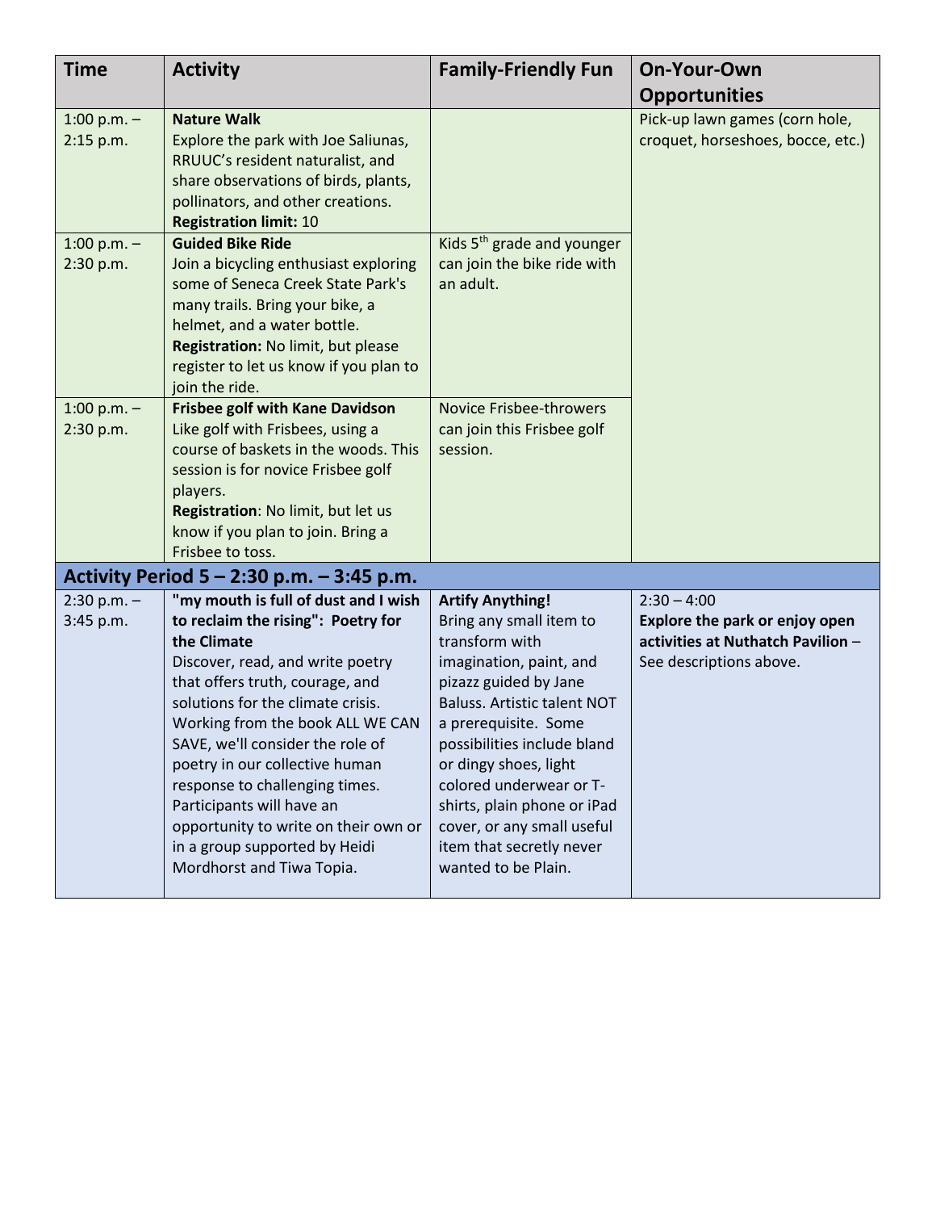| Time | Activity | Family-Friendly Fun | On-Your-Own Opportunities |
| --- | --- | --- | --- |
| 1:00 p.m. – 2:15 p.m. | **Nature Walk**<br>Explore the park with Joe Saliunas, RRUUC's resident naturalist, and share observations of birds, plants, pollinators, and other creations.<br>**Registration limit:** 10 | | Pick-up lawn games (corn hole, croquet, horseshoes, bocce, etc.) |
| 1:00 p.m. – 2:30 p.m. | **Guided Bike Ride**<br>Join a bicycling enthusiast exploring some of Seneca Creek State Park's many trails. Bring your bike, a helmet, and a water bottle.<br>**Registration:** No limit, but please register to let us know if you plan to join the ride. | Kids 5th grade and younger can join the bike ride with an adult. | |
| 1:00 p.m. – 2:30 p.m. | **Frisbee golf with Kane Davidson**<br>Like golf with Frisbees, using a course of baskets in the woods. This session is for novice Frisbee golf players.<br>**Registration**: No limit, but let us know if you plan to join. Bring a Frisbee to toss. | Novice Frisbee-throwers can join this Frisbee golf session. | |
| **Activity Period 5 – 2:30 p.m. – 3:45 p.m.** | | | |
| 2:30 p.m. – 3:45 p.m. | **"my mouth is full of dust and I wish to reclaim the rising": Poetry for the Climate**<br>Discover, read, and write poetry that offers truth, courage, and solutions for the climate crisis. Working from the book ALL WE CAN SAVE, we'll consider the role of poetry in our collective human response to challenging times. Participants will have an opportunity to write on their own or in a group supported by Heidi Mordhorst and Tiwa Topia. | **Artify Anything!**<br>Bring any small item to transform with imagination, paint, and pizazz guided by Jane Baluss. Artistic talent NOT a prerequisite. Some possibilities include bland or dingy shoes, light colored underwear or T-shirts, plain phone or iPad cover, or any small useful item that secretly never wanted to be Plain. | 2:30 – 4:00<br>**Explore the park or enjoy open activities at Nuthatch Pavilion** – See descriptions above. |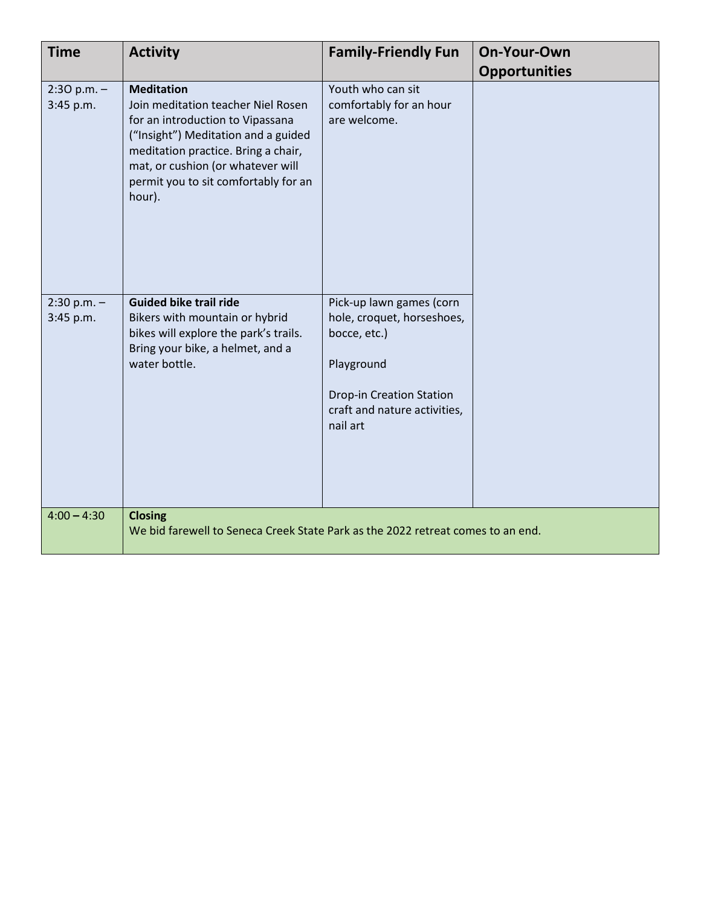| Time | Activity | Family-Friendly Fun | On-Your-Own Opportunities |
|---|---|---|---|
| 2:3O p.m. – 3:45 p.m. | **Meditation**<br>Join meditation teacher Niel Rosen for an introduction to Vipassana ("Insight") Meditation and a guided meditation practice. Bring a chair, mat, or cushion (or whatever will permit you to sit comfortably for an hour). | Youth who can sit comfortably for an hour are welcome. | |
| 2:30 p.m. – 3:45 p.m. | **Guided bike trail ride**<br>Bikers with mountain or hybrid bikes will explore the park's trails. Bring your bike, a helmet, and a water bottle. | Pick-up lawn games (corn hole, croquet, horseshoes, bocce, etc.)<br><br>Playground<br><br>Drop-in Creation Station craft and nature activities, nail art | |
| 4:00 **–** 4:30 | **Closing**<br>We bid farewell to Seneca Creek State Park as the 2022 retreat comes to an end. | | |